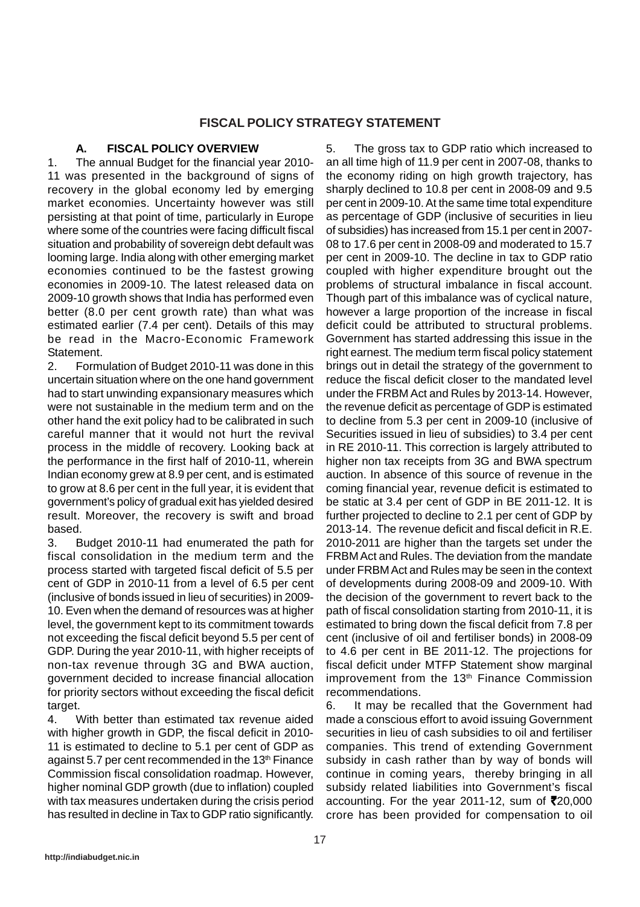# FISCAL POLICY STRATEGY STATEMENT

## A. FISCAL POLICY OVERVIEW

1. The annual Budget for the financial year 2010-11 was presented in the background of signs of recovery in the global economy led by emerging market economies. Uncertainty however was still persisting at that point of time, particularly in Europe where some of the countries were facing difficult fiscal situation and probability of sovereign debt default was looming large. India along with other emerging market economies continued to be the fastest growing economies in 2009-10. The latest released data on 2009-10 growth shows that India has performed even better (8.0 per cent growth rate) than what was estimated earlier (7.4 per cent). Details of this may be read in the Macro-Economic Framework Statement.

2. Formulation of Budget 2010-11 was done in this uncertain situation where on the one hand government had to start unwinding expansionary measures which were not sustainable in the medium term and on the other hand the exit policy had to be calibrated in such careful manner that it would not hurt the revival process in the middle of recovery. Looking back at the performance in the first half of 2010-11, wherein Indian economy grew at 8.9 per cent, and is estimated to grow at 8.6 per cent in the full year, it is evident that government's policy of gradual exit has yielded desired result. Moreover, the recovery is swift and broad based.

3. Budget 2010-11 had enumerated the path for fiscal consolidation in the medium term and the process started with targeted fiscal deficit of 5.5 per cent of GDP in 2010-11 from a level of 6.5 per cent (inclusive of bonds issued in lieu of securities) in 2009-10. Even when the demand of resources was at higher level, the government kept to its commitment towards not exceeding the fiscal deficit beyond 5.5 per cent of GDP. During the year 2010-11, with higher receipts of non-tax revenue through 3G and BWA auction, government decided to increase financial allocation for priority sectors without exceeding the fiscal deficit target.

4. With better than estimated tax revenue aided with higher growth in GDP, the fiscal deficit in 2010-11 is estimated to decline to 5.1 per cent of GDP as against 5.7 per cent recommended in the 13th Finance Commission fiscal consolidation roadmap. However, higher nominal GDP growth (due to inflation) coupled with tax measures undertaken during the crisis period has resulted in decline in Tax to GDP ratio significantly.

5. The gross tax to GDP ratio which increased to an all time high of 11.9 per cent in 2007-08, thanks to the economy riding on high growth trajectory, has sharply declined to 10.8 per cent in 2008-09 and 9.5 per cent in 2009-10. At the same time total expenditure as percentage of GDP (inclusive of securities in lieu of subsidies) has increased from 15.1 per cent in 2007-08 to 17.6 per cent in 2008-09 and moderated to 15.7 per cent in 2009-10. The decline in tax to GDP ratio coupled with higher expenditure brought out the problems of structural imbalance in fiscal account. Though part of this imbalance was of cyclical nature, however a large proportion of the increase in fiscal deficit could be attributed to structural problems. Government has started addressing this issue in the right earnest. The medium term fiscal policy statement brings out in detail the strategy of the government to reduce the fiscal deficit closer to the mandated level under the FRBM Act and Rules by 2013-14. However, the revenue deficit as percentage of GDP is estimated to decline from 5.3 per cent in 2009-10 (inclusive of Securities issued in lieu of subsidies) to 3.4 per cent in RE 2010-11. This correction is largely attributed to higher non tax receipts from 3G and BWA spectrum auction. In absence of this source of revenue in the coming financial year, revenue deficit is estimated to be static at 3.4 per cent of GDP in BE 2011-12. It is further projected to decline to 2.1 per cent of GDP by 2013-14. The revenue deficit and fiscal deficit in R.E. 2010-2011 are higher than the targets set under the FRBM Act and Rules. The deviation from the mandate under FRBM Act and Rules may be seen in the context of developments during 2008-09 and 2009-10. With the decision of the government to revert back to the path of fiscal consolidation starting from 2010-11, it is estimated to bring down the fiscal deficit from 7.8 per cent (inclusive of oil and fertiliser bonds) in 2008-09 to 4.6 per cent in BE 2011-12. The projections for fiscal deficit under MTFP Statement show marginal improvement from the 13th Finance Commission recommendations.

6. It may be recalled that the Government had made a conscious effort to avoid issuing Government securities in lieu of cash subsidies to oil and fertiliser companies. This trend of extending Government subsidy in cash rather than by way of bonds will continue in coming years, thereby bringing in all subsidy related liabilities into Government's fiscal accounting. For the year 2011-12, sum of ₹20,000 crore has been provided for compensation to oil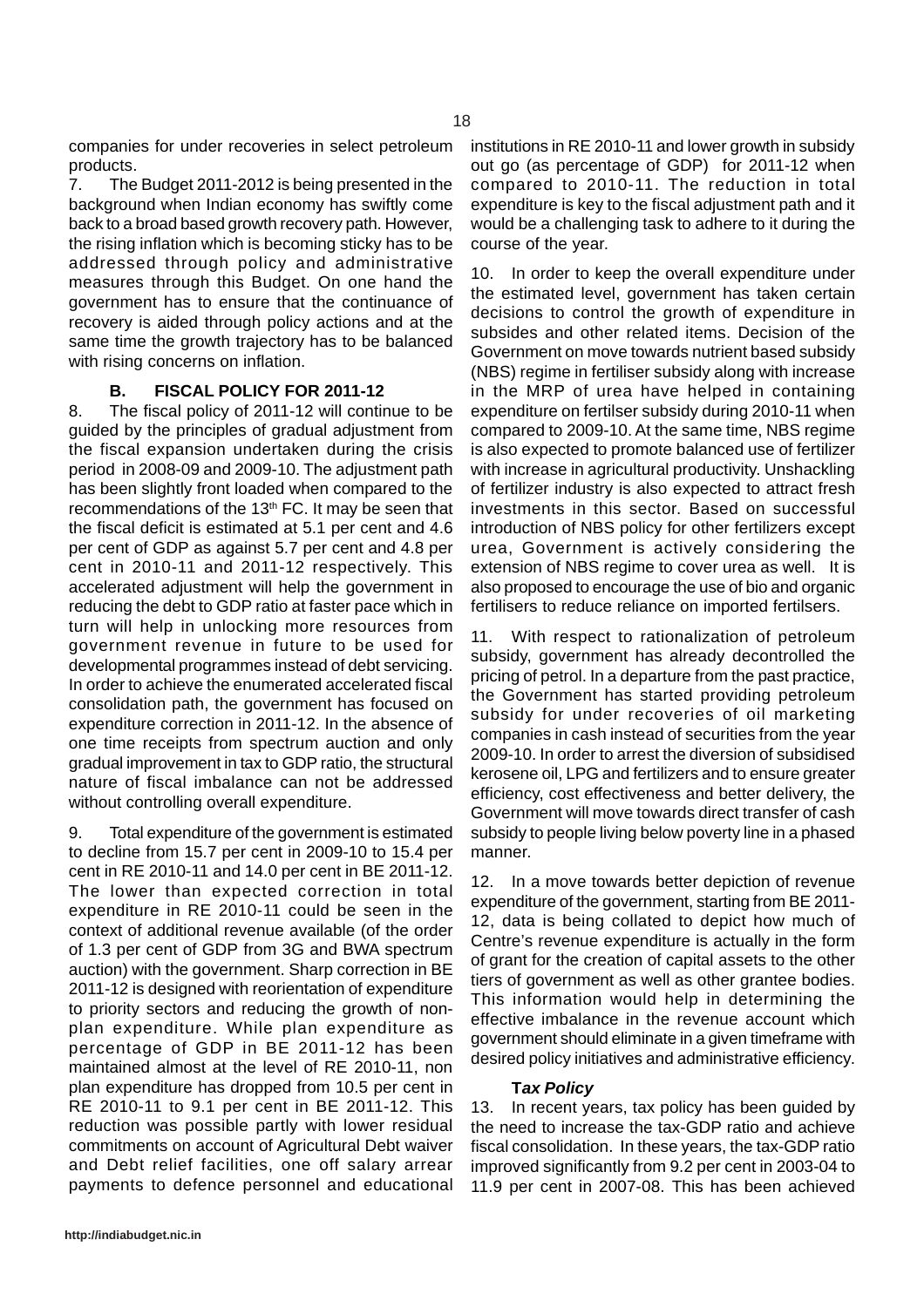companies for under recoveries in select petroleum products.

7. The Budget 2011-2012 is being presented in the background when Indian economy has swiftly come back to a broad based growth recovery path. However, the rising inflation which is becoming sticky has to be addressed through policy and administrative measures through this Budget. On one hand the government has to ensure that the continuance of recovery is aided through policy actions and at the same time the growth trajectory has to be balanced with rising concerns on inflation.

### B. FISCAL POLICY FOR 2011-12

8. The fiscal policy of 2011-12 will continue to be guided by the principles of gradual adjustment from the fiscal expansion undertaken during the crisis period in 2008-09 and 2009-10. The adjustment path has been slightly front loaded when compared to the recommendations of the 13th FC. It may be seen that the fiscal deficit is estimated at 5.1 per cent and 4.6 per cent of GDP as against 5.7 per cent and 4.8 per cent in 2010-11 and 2011-12 respectively. This accelerated adjustment will help the government in reducing the debt to GDP ratio at faster pace which in turn will help in unlocking more resources from government revenue in future to be used for developmental programmes instead of debt servicing. In order to achieve the enumerated accelerated fiscal consolidation path, the government has focused on expenditure correction in 2011-12. In the absence of one time receipts from spectrum auction and only gradual improvement in tax to GDP ratio, the structural nature of fiscal imbalance can not be addressed without controlling overall expenditure.

9. Total expenditure of the government is estimated to decline from 15.7 per cent in 2009-10 to 15.4 per cent in RE 2010-11 and 14.0 per cent in BE 2011-12. The lower than expected correction in total expenditure in RE 2010-11 could be seen in the context of additional revenue available (of the order of 1.3 per cent of GDP from 3G and BWA spectrum auction) with the government. Sharp correction in BE 2011-12 is designed with reorientation of expenditure to priority sectors and reducing the growth of non-plan expenditure. While plan expenditure as percentage of GDP in BE 2011-12 has been maintained almost at the level of RE 2010-11, non plan expenditure has dropped from 10.5 per cent in RE 2010-11 to 9.1 per cent in BE 2011-12. This reduction was possible partly with lower residual commitments on account of Agricultural Debt waiver and Debt relief facilities, one off salary arrear payments to defence personnel and educational institutions in RE 2010-11 and lower growth in subsidy out go (as percentage of GDP) for 2011-12 when compared to 2010-11. The reduction in total expenditure is key to the fiscal adjustment path and it would be a challenging task to adhere to it during the course of the year.

10. In order to keep the overall expenditure under the estimated level, government has taken certain decisions to control the growth of expenditure in subsides and other related items. Decision of the Government on move towards nutrient based subsidy (NBS) regime in fertiliser subsidy along with increase in the MRP of urea have helped in containing expenditure on fertilser subsidy during 2010-11 when compared to 2009-10. At the same time, NBS regime is also expected to promote balanced use of fertilizer with increase in agricultural productivity. Unshackling of fertilizer industry is also expected to attract fresh investments in this sector. Based on successful introduction of NBS policy for other fertilizers except urea, Government is actively considering the extension of NBS regime to cover urea as well. It is also proposed to encourage the use of bio and organic fertilisers to reduce reliance on imported fertilsers.

11. With respect to rationalization of petroleum subsidy, government has already decontrolled the pricing of petrol. In a departure from the past practice, the Government has started providing petroleum subsidy for under recoveries of oil marketing companies in cash instead of securities from the year 2009-10. In order to arrest the diversion of subsidised kerosene oil, LPG and fertilizers and to ensure greater efficiency, cost effectiveness and better delivery, the Government will move towards direct transfer of cash subsidy to people living below poverty line in a phased manner.

12. In a move towards better depiction of revenue expenditure of the government, starting from BE 2011-12, data is being collated to depict how much of Centre's revenue expenditure is actually in the form of grant for the creation of capital assets to the other tiers of government as well as other grantee bodies. This information would help in determining the effective imbalance in the revenue account which government should eliminate in a given timeframe with desired policy initiatives and administrative efficiency.

#### *Tax Policy*

13. In recent years, tax policy has been guided by the need to increase the tax-GDP ratio and achieve fiscal consolidation. In these years, the tax-GDP ratio improved significantly from 9.2 per cent in 2003-04 to 11.9 per cent in 2007-08. This has been achieved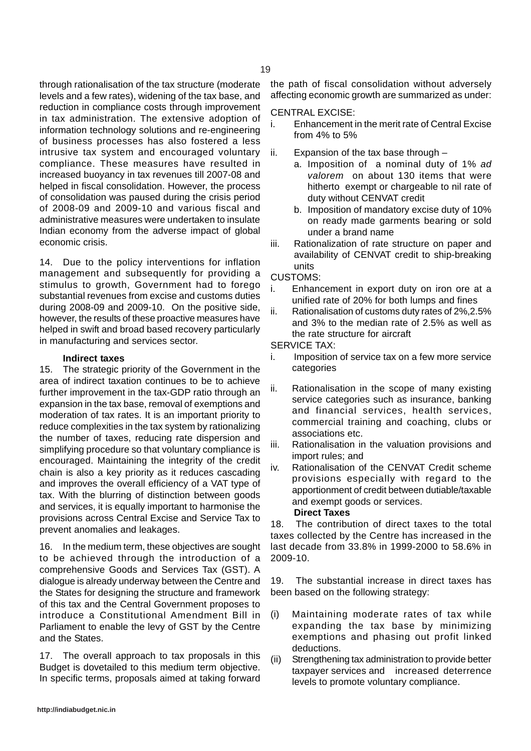through rationalisation of the tax structure (moderate levels and a few rates), widening of the tax base, and reduction in compliance costs through improvement in tax administration. The extensive adoption of information technology solutions and re-engineering of business processes has also fostered a less intrusive tax system and encouraged voluntary compliance. These measures have resulted in increased buoyancy in tax revenues till 2007-08 and helped in fiscal consolidation. However, the process of consolidation was paused during the crisis period of 2008-09 and 2009-10 and various fiscal and administrative measures were undertaken to insulate Indian economy from the adverse impact of global economic crisis.

14. Due to the policy interventions for inflation management and subsequently for providing a stimulus to growth, Government had to forego substantial revenues from excise and customs duties during 2008-09 and 2009-10. On the positive side, however, the results of these proactive measures have helped in swift and broad based recovery particularly in manufacturing and services sector.

**Indirect taxes**

15. The strategic priority of the Government in the area of indirect taxation continues to be to achieve further improvement in the tax-GDP ratio through an expansion in the tax base, removal of exemptions and moderation of tax rates. It is an important priority to reduce complexities in the tax system by rationalizing the number of taxes, reducing rate dispersion and simplifying procedure so that voluntary compliance is encouraged. Maintaining the integrity of the credit chain is also a key priority as it reduces cascading and improves the overall efficiency of a VAT type of tax. With the blurring of distinction between goods and services, it is equally important to harmonise the provisions across Central Excise and Service Tax to prevent anomalies and leakages.

16. In the medium term, these objectives are sought to be achieved through the introduction of a comprehensive Goods and Services Tax (GST). A dialogue is already underway between the Centre and the States for designing the structure and framework of this tax and the Central Government proposes to introduce a Constitutional Amendment Bill in Parliament to enable the levy of GST by the Centre and the States.

17. The overall approach to tax proposals in this Budget is dovetailed to this medium term objective. In specific terms, proposals aimed at taking forward the path of fiscal consolidation without adversely affecting economic growth are summarized as under:

CENTRAL EXCISE:

i. Enhancement in the merit rate of Central Excise from 4% to 5%

ii. Expansion of the tax base through –
   a. Imposition of a nominal duty of 1% *ad valorem* on about 130 items that were hitherto exempt or chargeable to nil rate of duty without CENVAT credit
   b. Imposition of mandatory excise duty of 10% on ready made garments bearing or sold under a brand name

iii. Rationalization of rate structure on paper and availability of CENVAT credit to ship-breaking units

CUSTOMS:

i. Enhancement in export duty on iron ore at a unified rate of 20% for both lumps and fines

ii. Rationalisation of customs duty rates of 2%,2.5% and 3% to the median rate of 2.5% as well as the rate structure for aircraft

SERVICE TAX:

i. Imposition of service tax on a few more service categories

ii. Rationalisation in the scope of many existing service categories such as insurance, banking and financial services, health services, commercial training and coaching, clubs or associations etc.

iii. Rationalisation in the valuation provisions and import rules; and

iv. Rationalisation of the CENVAT Credit scheme provisions especially with regard to the apportionment of credit between dutiable/taxable and exempt goods or services.

**Direct Taxes**

18. The contribution of direct taxes to the total taxes collected by the Centre has increased in the last decade from 33.8% in 1999-2000 to 58.6% in 2009-10.

19. The substantial increase in direct taxes has been based on the following strategy:

(i) Maintaining moderate rates of tax while expanding the tax base by minimizing exemptions and phasing out profit linked deductions.

(ii) Strengthening tax administration to provide better taxpayer services and increased deterrence levels to promote voluntary compliance.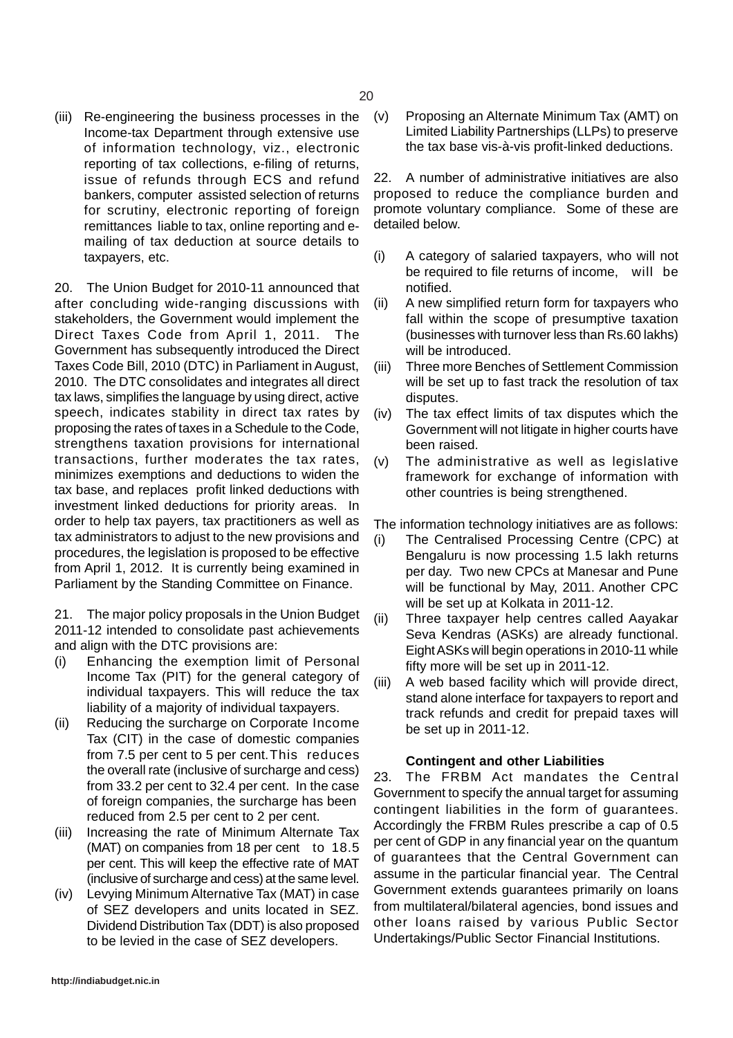(iii) Re-engineering the business processes in the Income-tax Department through extensive use of information technology, viz., electronic reporting of tax collections, e-filing of returns, issue of refunds through ECS and refund bankers, computer assisted selection of returns for scrutiny, electronic reporting of foreign remittances liable to tax, online reporting and e-mailing of tax deduction at source details to taxpayers, etc.

20. The Union Budget for 2010-11 announced that after concluding wide-ranging discussions with stakeholders, the Government would implement the Direct Taxes Code from April 1, 2011. The Government has subsequently introduced the Direct Taxes Code Bill, 2010 (DTC) in Parliament in August, 2010. The DTC consolidates and integrates all direct tax laws, simplifies the language by using direct, active speech, indicates stability in direct tax rates by proposing the rates of taxes in a Schedule to the Code, strengthens taxation provisions for international transactions, further moderates the tax rates, minimizes exemptions and deductions to widen the tax base, and replaces profit linked deductions with investment linked deductions for priority areas. In order to help tax payers, tax practitioners as well as tax administrators to adjust to the new provisions and procedures, the legislation is proposed to be effective from April 1, 2012. It is currently being examined in Parliament by the Standing Committee on Finance.

21. The major policy proposals in the Union Budget 2011-12 intended to consolidate past achievements and align with the DTC provisions are:

(i) Enhancing the exemption limit of Personal Income Tax (PIT) for the general category of individual taxpayers. This will reduce the tax liability of a majority of individual taxpayers.
(ii) Reducing the surcharge on Corporate Income Tax (CIT) in the case of domestic companies from 7.5 per cent to 5 per cent. This reduces the overall rate (inclusive of surcharge and cess) from 33.2 per cent to 32.4 per cent. In the case of foreign companies, the surcharge has been reduced from 2.5 per cent to 2 per cent.
(iii) Increasing the rate of Minimum Alternate Tax (MAT) on companies from 18 per cent to 18.5 per cent. This will keep the effective rate of MAT (inclusive of surcharge and cess) at the same level.
(iv) Levying Minimum Alternative Tax (MAT) in case of SEZ developers and units located in SEZ. Dividend Distribution Tax (DDT) is also proposed to be levied in the case of SEZ developers.
(v) Proposing an Alternate Minimum Tax (AMT) on Limited Liability Partnerships (LLPs) to preserve the tax base vis-à-vis profit-linked deductions.

22. A number of administrative initiatives are also proposed to reduce the compliance burden and promote voluntary compliance. Some of these are detailed below.

(i) A category of salaried taxpayers, who will not be required to file returns of income, will be notified.
(ii) A new simplified return form for taxpayers who fall within the scope of presumptive taxation (businesses with turnover less than Rs.60 lakhs) will be introduced.
(iii) Three more Benches of Settlement Commission will be set up to fast track the resolution of tax disputes.
(iv) The tax effect limits of tax disputes which the Government will not litigate in higher courts have been raised.
(v) The administrative as well as legislative framework for exchange of information with other countries is being strengthened.

The information technology initiatives are as follows:

(i) The Centralised Processing Centre (CPC) at Bengaluru is now processing 1.5 lakh returns per day. Two new CPCs at Manesar and Pune will be functional by May, 2011. Another CPC will be set up at Kolkata in 2011-12.
(ii) Three taxpayer help centres called Aayakar Seva Kendras (ASKs) are already functional. Eight ASKs will begin operations in 2010-11 while fifty more will be set up in 2011-12.
(iii) A web based facility which will provide direct, stand alone interface for taxpayers to report and track refunds and credit for prepaid taxes will be set up in 2011-12.

#### Contingent and other Liabilities

23. The FRBM Act mandates the Central Government to specify the annual target for assuming contingent liabilities in the form of guarantees. Accordingly the FRBM Rules prescribe a cap of 0.5 per cent of GDP in any financial year on the quantum of guarantees that the Central Government can assume in the particular financial year. The Central Government extends guarantees primarily on loans from multilateral/bilateral agencies, bond issues and other loans raised by various Public Sector Undertakings/Public Sector Financial Institutions.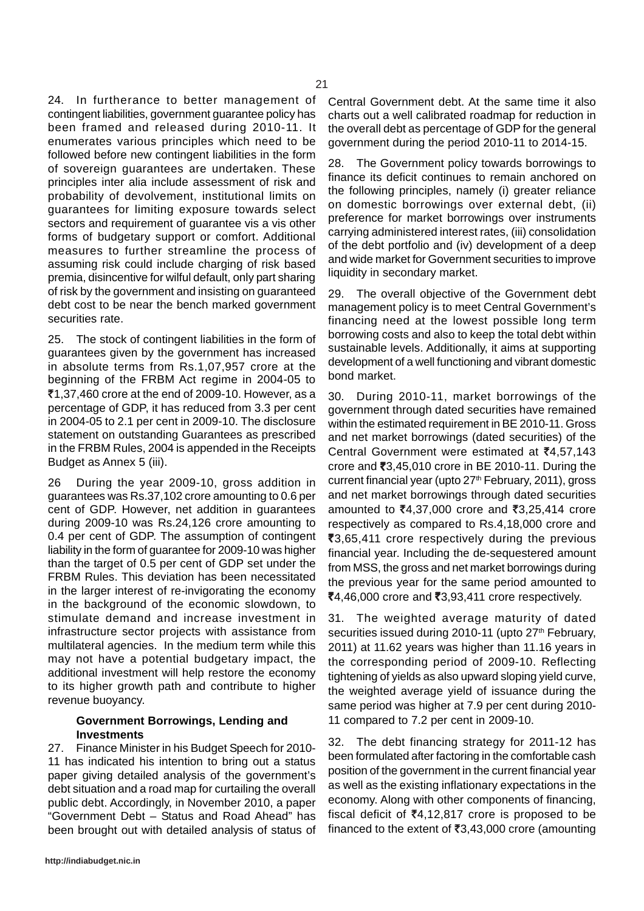24. In furtherance to better management of contingent liabilities, government guarantee policy has been framed and released during 2010-11. It enumerates various principles which need to be followed before new contingent liabilities in the form of sovereign guarantees are undertaken. These principles inter alia include assessment of risk and probability of devolvement, institutional limits on guarantees for limiting exposure towards select sectors and requirement of guarantee vis a vis other forms of budgetary support or comfort. Additional measures to further streamline the process of assuming risk could include charging of risk based premia, disincentive for wilful default, only part sharing of risk by the government and insisting on guaranteed debt cost to be near the bench marked government securities rate.

25. The stock of contingent liabilities in the form of guarantees given by the government has increased in absolute terms from Rs.1,07,957 crore at the beginning of the FRBM Act regime in 2004-05 to ₹1,37,460 crore at the end of 2009-10. However, as a percentage of GDP, it has reduced from 3.3 per cent in 2004-05 to 2.1 per cent in 2009-10. The disclosure statement on outstanding Guarantees as prescribed in the FRBM Rules, 2004 is appended in the Receipts Budget as Annex 5 (iii).

26 During the year 2009-10, gross addition in guarantees was Rs.37,102 crore amounting to 0.6 per cent of GDP. However, net addition in guarantees during 2009-10 was Rs.24,126 crore amounting to 0.4 per cent of GDP. The assumption of contingent liability in the form of guarantee for 2009-10 was higher than the target of 0.5 per cent of GDP set under the FRBM Rules. This deviation has been necessitated in the larger interest of re-invigorating the economy in the background of the economic slowdown, to stimulate demand and increase investment in infrastructure sector projects with assistance from multilateral agencies. In the medium term while this may not have a potential budgetary impact, the additional investment will help restore the economy to its higher growth path and contribute to higher revenue buoyancy.

### Government Borrowings, Lending and Investments

27. Finance Minister in his Budget Speech for 2010-11 has indicated his intention to bring out a status paper giving detailed analysis of the government's debt situation and a road map for curtailing the overall public debt. Accordingly, in November 2010, a paper "Government Debt – Status and Road Ahead" has been brought out with detailed analysis of status of Central Government debt. At the same time it also charts out a well calibrated roadmap for reduction in the overall debt as percentage of GDP for the general government during the period 2010-11 to 2014-15.

28. The Government policy towards borrowings to finance its deficit continues to remain anchored on the following principles, namely (i) greater reliance on domestic borrowings over external debt, (ii) preference for market borrowings over instruments carrying administered interest rates, (iii) consolidation of the debt portfolio and (iv) development of a deep and wide market for Government securities to improve liquidity in secondary market.

29. The overall objective of the Government debt management policy is to meet Central Government's financing need at the lowest possible long term borrowing costs and also to keep the total debt within sustainable levels. Additionally, it aims at supporting development of a well functioning and vibrant domestic bond market.

30. During 2010-11, market borrowings of the government through dated securities have remained within the estimated requirement in BE 2010-11. Gross and net market borrowings (dated securities) of the Central Government were estimated at ₹4,57,143 crore and ₹3,45,010 crore in BE 2010-11. During the current financial year (upto 27th February, 2011), gross and net market borrowings through dated securities amounted to ₹4,37,000 crore and ₹3,25,414 crore respectively as compared to Rs.4,18,000 crore and ₹3,65,411 crore respectively during the previous financial year. Including the de-sequestered amount from MSS, the gross and net market borrowings during the previous year for the same period amounted to ₹4,46,000 crore and ₹3,93,411 crore respectively.

31. The weighted average maturity of dated securities issued during 2010-11 (upto 27th February, 2011) at 11.62 years was higher than 11.16 years in the corresponding period of 2009-10. Reflecting tightening of yields as also upward sloping yield curve, the weighted average yield of issuance during the same period was higher at 7.9 per cent during 2010-11 compared to 7.2 per cent in 2009-10.

32. The debt financing strategy for 2011-12 has been formulated after factoring in the comfortable cash position of the government in the current financial year as well as the existing inflationary expectations in the economy. Along with other components of financing, fiscal deficit of ₹4,12,817 crore is proposed to be financed to the extent of ₹3,43,000 crore (amounting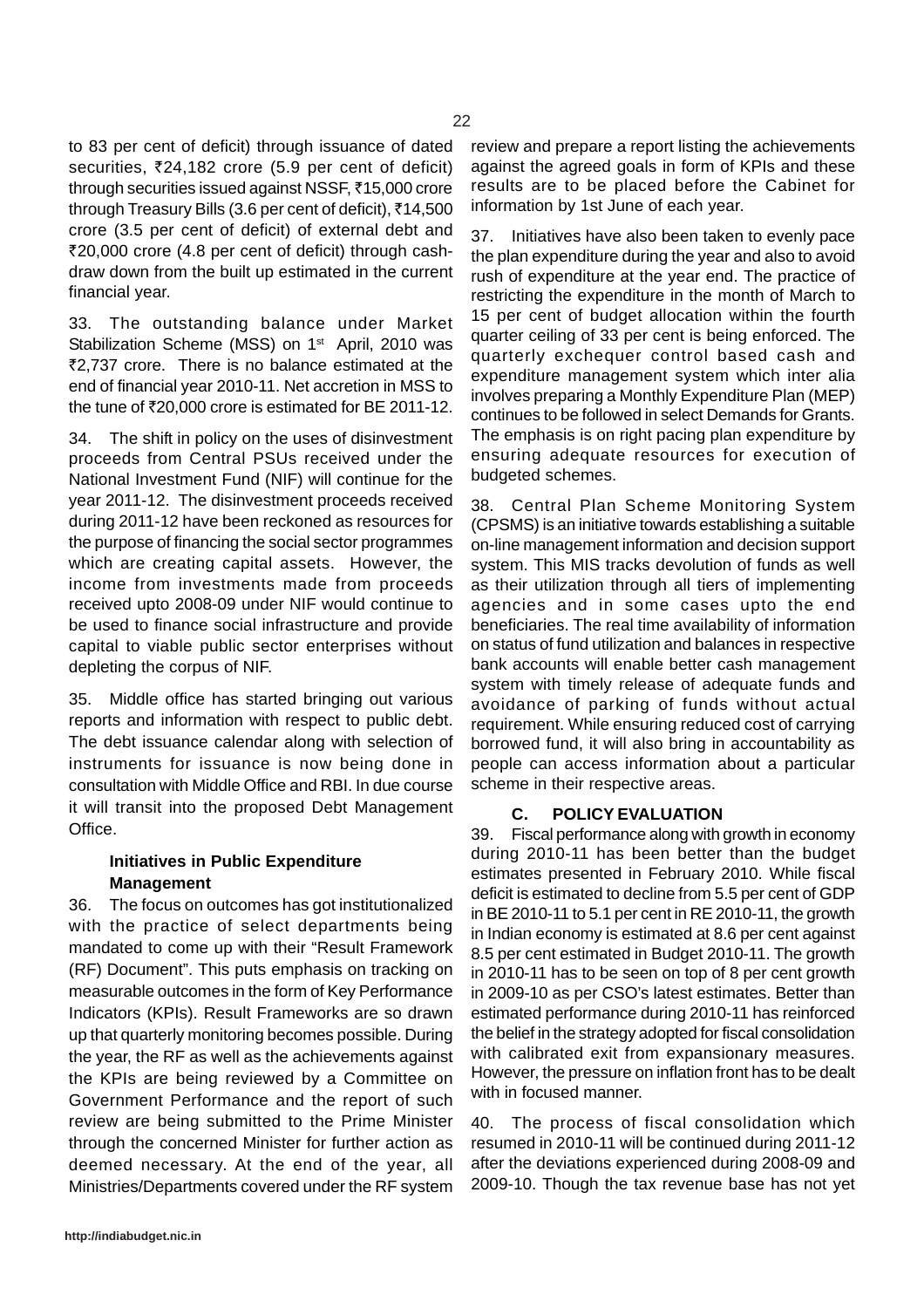to 83 per cent of deficit) through issuance of dated securities, ₹24,182 crore (5.9 per cent of deficit) through securities issued against NSSF, ₹15,000 crore through Treasury Bills (3.6 per cent of deficit), ₹14,500 crore (3.5 per cent of deficit) of external debt and ₹20,000 crore (4.8 per cent of deficit) through cash-draw down from the built up estimated in the current financial year.

33. The outstanding balance under Market Stabilization Scheme (MSS) on 1st April, 2010 was ₹2,737 crore. There is no balance estimated at the end of financial year 2010-11. Net accretion in MSS to the tune of ₹20,000 crore is estimated for BE 2011-12.

34. The shift in policy on the uses of disinvestment proceeds from Central PSUs received under the National Investment Fund (NIF) will continue for the year 2011-12. The disinvestment proceeds received during 2011-12 have been reckoned as resources for the purpose of financing the social sector programmes which are creating capital assets. However, the income from investments made from proceeds received upto 2008-09 under NIF would continue to be used to finance social infrastructure and provide capital to viable public sector enterprises without depleting the corpus of NIF.

35. Middle office has started bringing out various reports and information with respect to public debt. The debt issuance calendar along with selection of instruments for issuance is now being done in consultation with Middle Office and RBI. In due course it will transit into the proposed Debt Management Office.

### Initiatives in Public Expenditure Management

36. The focus on outcomes has got institutionalized with the practice of select departments being mandated to come up with their "Result Framework (RF) Document". This puts emphasis on tracking on measurable outcomes in the form of Key Performance Indicators (KPIs). Result Frameworks are so drawn up that quarterly monitoring becomes possible. During the year, the RF as well as the achievements against the KPIs are being reviewed by a Committee on Government Performance and the report of such review are being submitted to the Prime Minister through the concerned Minister for further action as deemed necessary. At the end of the year, all Ministries/Departments covered under the RF system review and prepare a report listing the achievements against the agreed goals in form of KPIs and these results are to be placed before the Cabinet for information by 1st June of each year.

37. Initiatives have also been taken to evenly pace the plan expenditure during the year and also to avoid rush of expenditure at the year end. The practice of restricting the expenditure in the month of March to 15 per cent of budget allocation within the fourth quarter ceiling of 33 per cent is being enforced. The quarterly exchequer control based cash and expenditure management system which inter alia involves preparing a Monthly Expenditure Plan (MEP) continues to be followed in select Demands for Grants. The emphasis is on right pacing plan expenditure by ensuring adequate resources for execution of budgeted schemes.

38. Central Plan Scheme Monitoring System (CPSMS) is an initiative towards establishing a suitable on-line management information and decision support system. This MIS tracks devolution of funds as well as their utilization through all tiers of implementing agencies and in some cases upto the end beneficiaries. The real time availability of information on status of fund utilization and balances in respective bank accounts will enable better cash management system with timely release of adequate funds and avoidance of parking of funds without actual requirement. While ensuring reduced cost of carrying borrowed fund, it will also bring in accountability as people can access information about a particular scheme in their respective areas.

## C. POLICY EVALUATION

39. Fiscal performance along with growth in economy during 2010-11 has been better than the budget estimates presented in February 2010. While fiscal deficit is estimated to decline from 5.5 per cent of GDP in BE 2010-11 to 5.1 per cent in RE 2010-11, the growth in Indian economy is estimated at 8.6 per cent against 8.5 per cent estimated in Budget 2010-11. The growth in 2010-11 has to be seen on top of 8 per cent growth in 2009-10 as per CSO's latest estimates. Better than estimated performance during 2010-11 has reinforced the belief in the strategy adopted for fiscal consolidation with calibrated exit from expansionary measures. However, the pressure on inflation front has to be dealt with in focused manner.

40. The process of fiscal consolidation which resumed in 2010-11 will be continued during 2011-12 after the deviations experienced during 2008-09 and 2009-10. Though the tax revenue base has not yet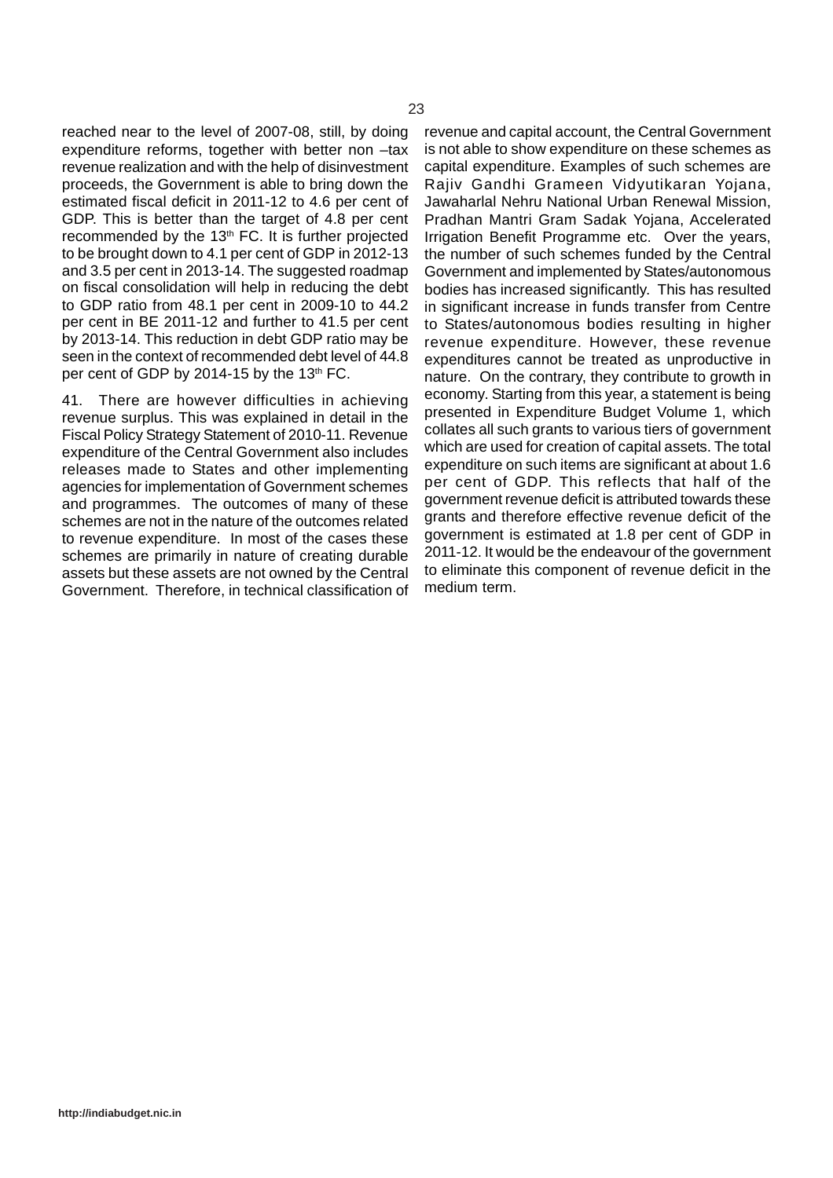reached near to the level of 2007-08, still, by doing expenditure reforms, together with better non –tax revenue realization and with the help of disinvestment proceeds, the Government is able to bring down the estimated fiscal deficit in 2011-12 to 4.6 per cent of GDP. This is better than the target of 4.8 per cent recommended by the 13th FC. It is further projected to be brought down to 4.1 per cent of GDP in 2012-13 and 3.5 per cent in 2013-14. The suggested roadmap on fiscal consolidation will help in reducing the debt to GDP ratio from 48.1 per cent in 2009-10 to 44.2 per cent in BE 2011-12 and further to 41.5 per cent by 2013-14. This reduction in debt GDP ratio may be seen in the context of recommended debt level of 44.8 per cent of GDP by 2014-15 by the 13th FC.

41. There are however difficulties in achieving revenue surplus. This was explained in detail in the Fiscal Policy Strategy Statement of 2010-11. Revenue expenditure of the Central Government also includes releases made to States and other implementing agencies for implementation of Government schemes and programmes. The outcomes of many of these schemes are not in the nature of the outcomes related to revenue expenditure. In most of the cases these schemes are primarily in nature of creating durable assets but these assets are not owned by the Central Government. Therefore, in technical classification of revenue and capital account, the Central Government is not able to show expenditure on these schemes as capital expenditure. Examples of such schemes are Rajiv Gandhi Grameen Vidyutikaran Yojana, Jawaharlal Nehru National Urban Renewal Mission, Pradhan Mantri Gram Sadak Yojana, Accelerated Irrigation Benefit Programme etc. Over the years, the number of such schemes funded by the Central Government and implemented by States/autonomous bodies has increased significantly. This has resulted in significant increase in funds transfer from Centre to States/autonomous bodies resulting in higher revenue expenditure. However, these revenue expenditures cannot be treated as unproductive in nature. On the contrary, they contribute to growth in economy. Starting from this year, a statement is being presented in Expenditure Budget Volume 1, which collates all such grants to various tiers of government which are used for creation of capital assets. The total expenditure on such items are significant at about 1.6 per cent of GDP. This reflects that half of the government revenue deficit is attributed towards these grants and therefore effective revenue deficit of the government is estimated at 1.8 per cent of GDP in 2011-12. It would be the endeavour of the government to eliminate this component of revenue deficit in the medium term.